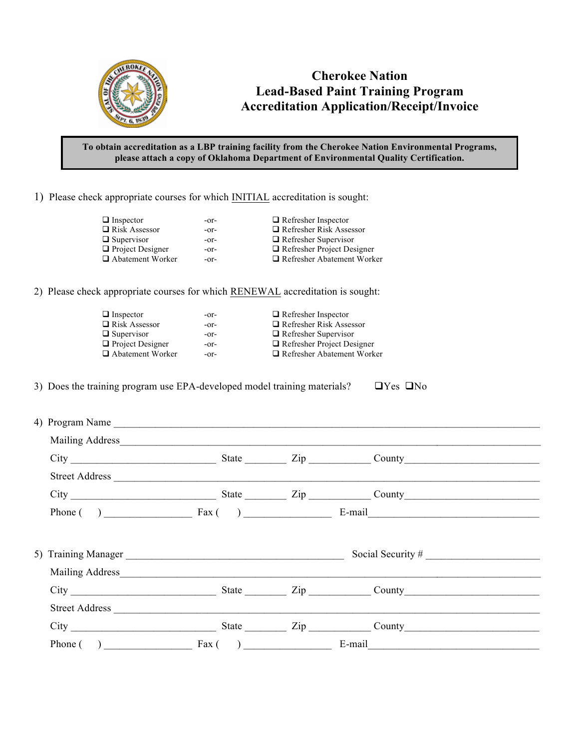# Cherokee Nation
# Lead-Based Paint Training Program
# Accreditation Application/Receipt/Invoice

**To obtain accreditation as a LBP training facility from the Cherokee Nation Environmental Programs, please attach a copy of Oklahoma Department of Environmental Quality Certification.**

1) Please check appropriate courses for which INITIAL accreditation is sought:

| | | |
|---|---|---|
| ❑ Inspector | -or- | ❑ Refresher Inspector |
| ❑ Risk Assessor | -or- | ❑ Refresher Risk Assessor |
| ❑ Supervisor | -or- | ❑ Refresher Supervisor |
| ❑ Project Designer | -or- | ❑ Refresher Project Designer |
| ❑ Abatement Worker | -or- | ❑ Refresher Abatement Worker |

2) Please check appropriate courses for which RENEWAL accreditation is sought:

| | | |
|---|---|---|
| ❑ Inspector | -or- | ❑ Refresher Inspector |
| ❑ Risk Assessor | -or- | ❑ Refresher Risk Assessor |
| ❑ Supervisor | -or- | ❑ Refresher Supervisor |
| ❑ Project Designer | -or- | ❑ Refresher Project Designer |
| ❑ Abatement Worker | -or- | ❑ Refresher Abatement Worker |

3) Does the training program use EPA-developed model training materials? ❑Yes ❑No

4) Program Name ____________________________________________

Mailing Address____________________________________________

City ____________________ State ________ Zip ____________ County____________________

Street Address ____________________________________________

City ____________________ State ________ Zip ____________ County____________________

Phone ( ) ________________ Fax ( ) ________________ E-mail____________________

5) Training Manager ________________________________ Social Security # ____________________

Mailing Address____________________________________________

City ____________________ State ________ Zip ____________ County____________________

Street Address ____________________________________________

City ____________________ State ________ Zip ____________ County____________________

Phone ( ) ________________ Fax ( ) ________________ E-mail____________________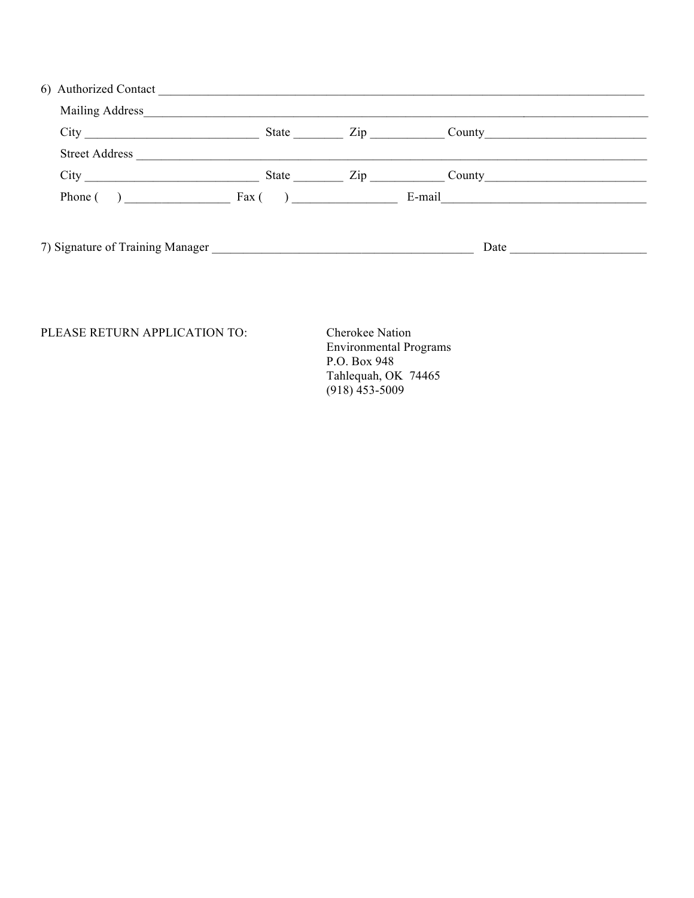6) Authorized Contact \_\_\_\_\_\_\_\_\_\_\_\_\_\_\_\_\_\_\_\_\_\_\_\_\_\_\_\_\_\_\_\_\_\_\_\_\_\_\_\_\_\_\_\_\_\_\_\_\_\_\_\_\_\_\_\_\_\_\_\_\_\_\_\_\_\_\_\_\_\_\_\_\_\_\_\_

Mailing Address\_\_\_\_\_\_\_\_\_\_\_\_\_\_\_\_\_\_\_\_\_\_\_\_\_\_\_\_\_\_\_\_\_\_\_\_\_\_\_\_\_\_\_\_\_\_\_\_\_\_\_\_\_\_\_\_\_\_\_\_\_\_\_\_\_\_\_\_\_\_\_\_\_\_\_\_\_\_

City \_\_\_\_\_\_\_\_\_\_\_\_\_\_\_\_\_\_\_\_\_\_\_\_\_\_\_\_ State \_\_\_\_\_\_\_\_ Zip \_\_\_\_\_\_\_\_\_\_\_\_ County\_\_\_\_\_\_\_\_\_\_\_\_\_\_\_\_\_\_\_\_\_\_\_\_\_\_

Street Address \_\_\_\_\_\_\_\_\_\_\_\_\_\_\_\_\_\_\_\_\_\_\_\_\_\_\_\_\_\_\_\_\_\_\_\_\_\_\_\_\_\_\_\_\_\_\_\_\_\_\_\_\_\_\_\_\_\_\_\_\_\_\_\_\_\_\_\_\_\_\_\_\_\_\_\_\_\_\_\_\_

City \_\_\_\_\_\_\_\_\_\_\_\_\_\_\_\_\_\_\_\_\_\_\_\_\_\_\_\_ State \_\_\_\_\_\_\_\_ Zip \_\_\_\_\_\_\_\_\_\_\_\_ County\_\_\_\_\_\_\_\_\_\_\_\_\_\_\_\_\_\_\_\_\_\_\_\_\_\_

Phone (     ) \_\_\_\_\_\_\_\_\_\_\_\_\_\_\_\_\_ Fax (     ) \_\_\_\_\_\_\_\_\_\_\_\_\_\_\_\_\_ E-mail\_\_\_\_\_\_\_\_\_\_\_\_\_\_\_\_\_\_\_\_\_\_\_\_\_\_\_\_\_\_\_\_\_\_

7) Signature of Training Manager \_\_\_\_\_\_\_\_\_\_\_\_\_\_\_\_\_\_\_\_\_\_\_\_\_\_\_\_\_\_\_\_\_\_\_\_\_\_\_\_\_\_\_ Date \_\_\_\_\_\_\_\_\_\_\_\_\_\_\_\_\_\_\_\_\_\_

PLEASE RETURN APPLICATION TO:

Cherokee Nation
Environmental Programs
P.O. Box 948
Tahlequah, OK 74465
(918) 453-5009